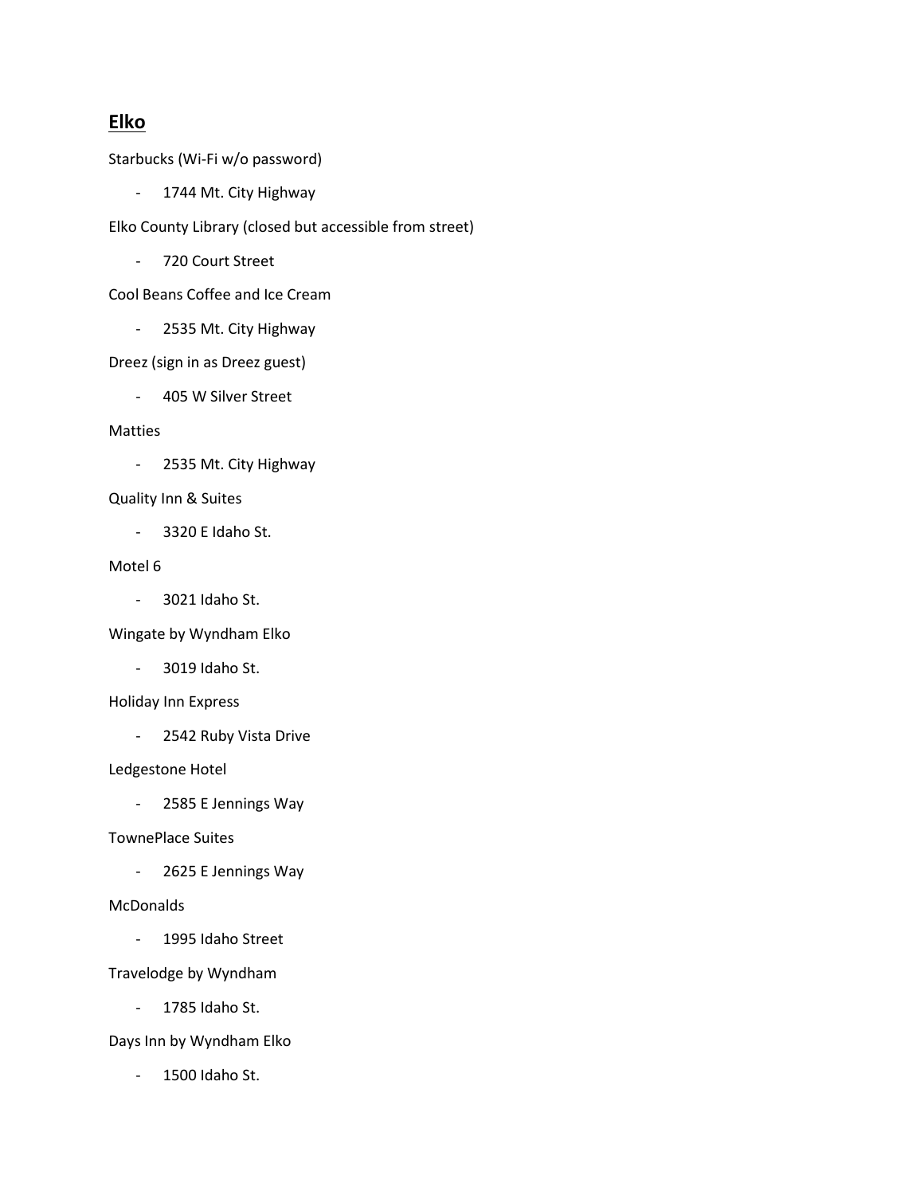## Elko

Starbucks (Wi-Fi w/o password)

- 1744 Mt. City Highway

Elko County Library (closed but accessible from street)

- 720 Court Street

Cool Beans Coffee and Ice Cream

- 2535 Mt. City Highway

Dreez (sign in as Dreez guest)

- 405 W Silver Street

Matties

- 2535 Mt. City Highway

Quality Inn & Suites

- 3320 E Idaho St.

Motel 6

- 3021 Idaho St.

Wingate by Wyndham Elko

- 3019 Idaho St.

Holiday Inn Express

- 2542 Ruby Vista Drive

Ledgestone Hotel

- 2585 E Jennings Way

TownePlace Suites

- 2625 E Jennings Way

McDonalds

- 1995 Idaho Street

Travelodge by Wyndham

- 1785 Idaho St.

Days Inn by Wyndham Elko

- 1500 Idaho St.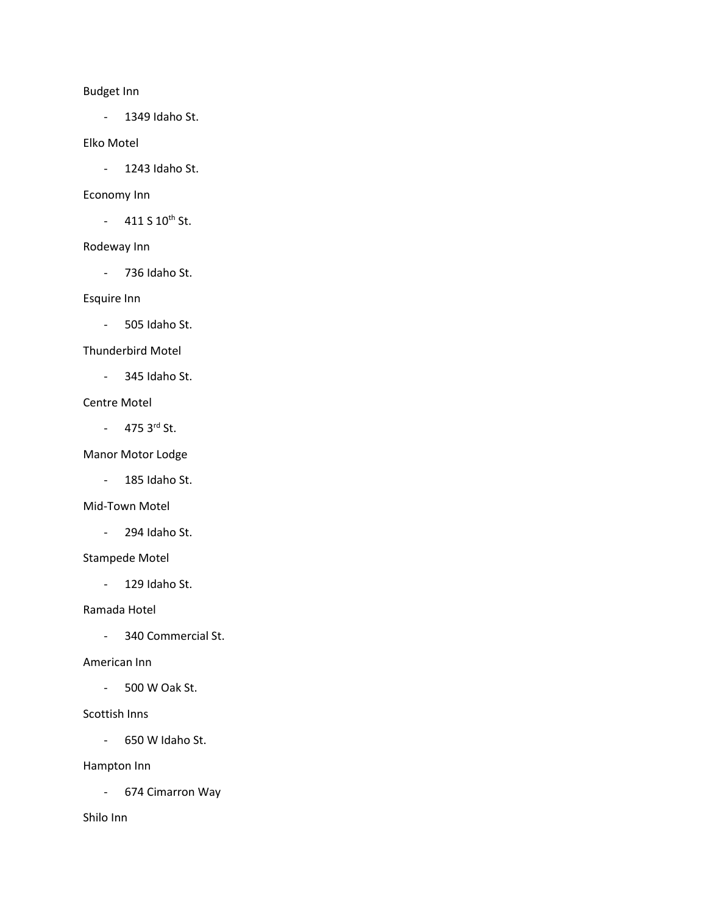Budget Inn

- 1349 Idaho St.

Elko Motel

- 1243 Idaho St.

Economy Inn

- 411 S 10th St.

Rodeway Inn

- 736 Idaho St.

Esquire Inn

- 505 Idaho St.

Thunderbird Motel

- 345 Idaho St.

Centre Motel

- 475 3rd St.

Manor Motor Lodge

- 185 Idaho St.

Mid-Town Motel

- 294 Idaho St.

Stampede Motel

- 129 Idaho St.

Ramada Hotel

- 340 Commercial St.

American Inn

- 500 W Oak St.

Scottish Inns

- 650 W Idaho St.

Hampton Inn

- 674 Cimarron Way

Shilo Inn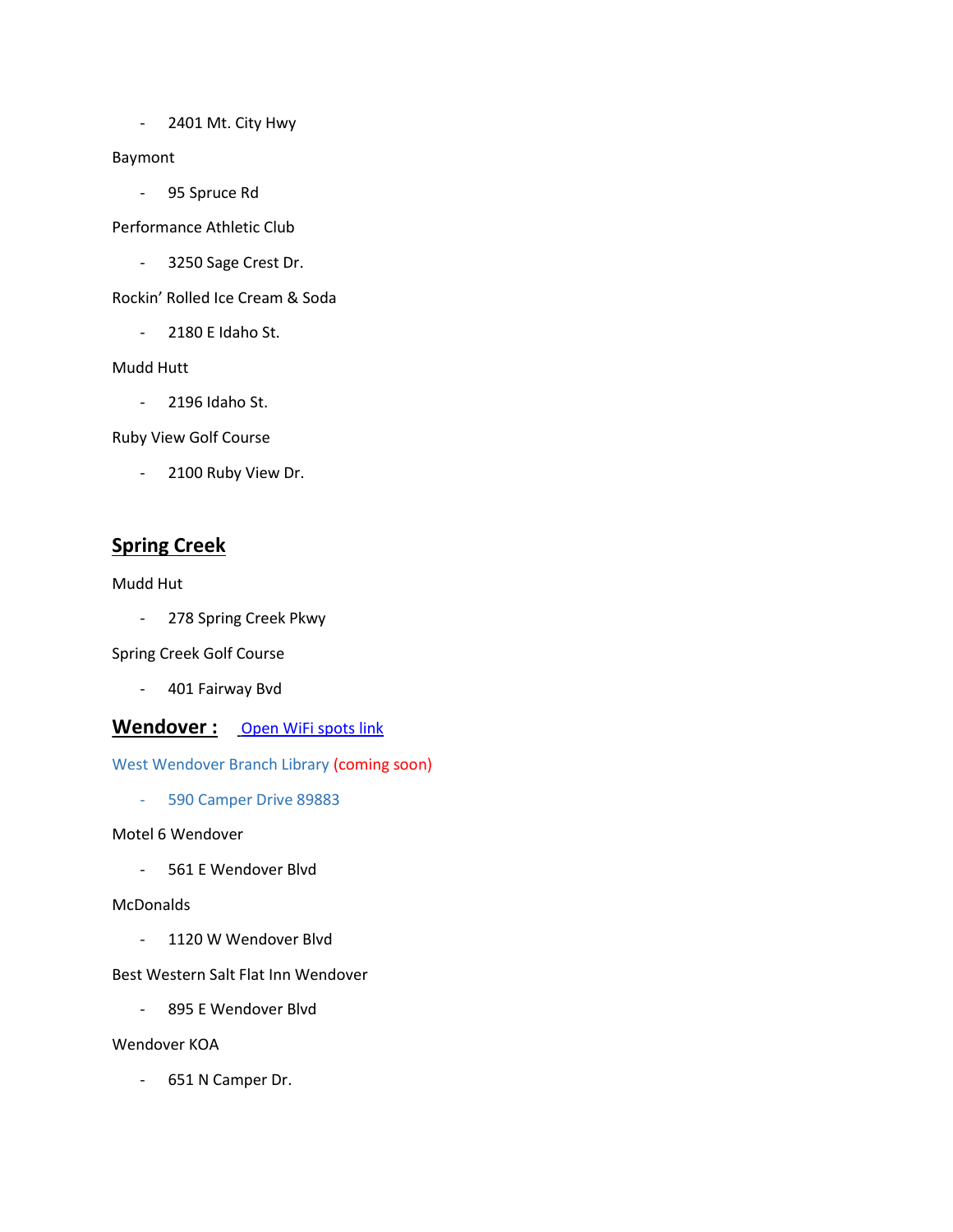- 2401 Mt. City Hwy

Baymont

- 95 Spruce Rd

Performance Athletic Club

- 3250 Sage Crest Dr.

Rockin' Rolled Ice Cream & Soda

- 2180 E Idaho St.

Mudd Hutt

- 2196 Idaho St.

Ruby View Golf Course

- 2100 Ruby View Dr.

## Spring Creek

Mudd Hut

- 278 Spring Creek Pkwy

Spring Creek Golf Course

- 401 Fairway Bvd

## Wendover : Open WiFi spots link

West Wendover Branch Library (coming soon)

- 590 Camper Drive 89883

Motel 6 Wendover

- 561 E Wendover Blvd

McDonalds

- 1120 W Wendover Blvd

Best Western Salt Flat Inn Wendover

- 895 E Wendover Blvd

Wendover KOA

- 651 N Camper Dr.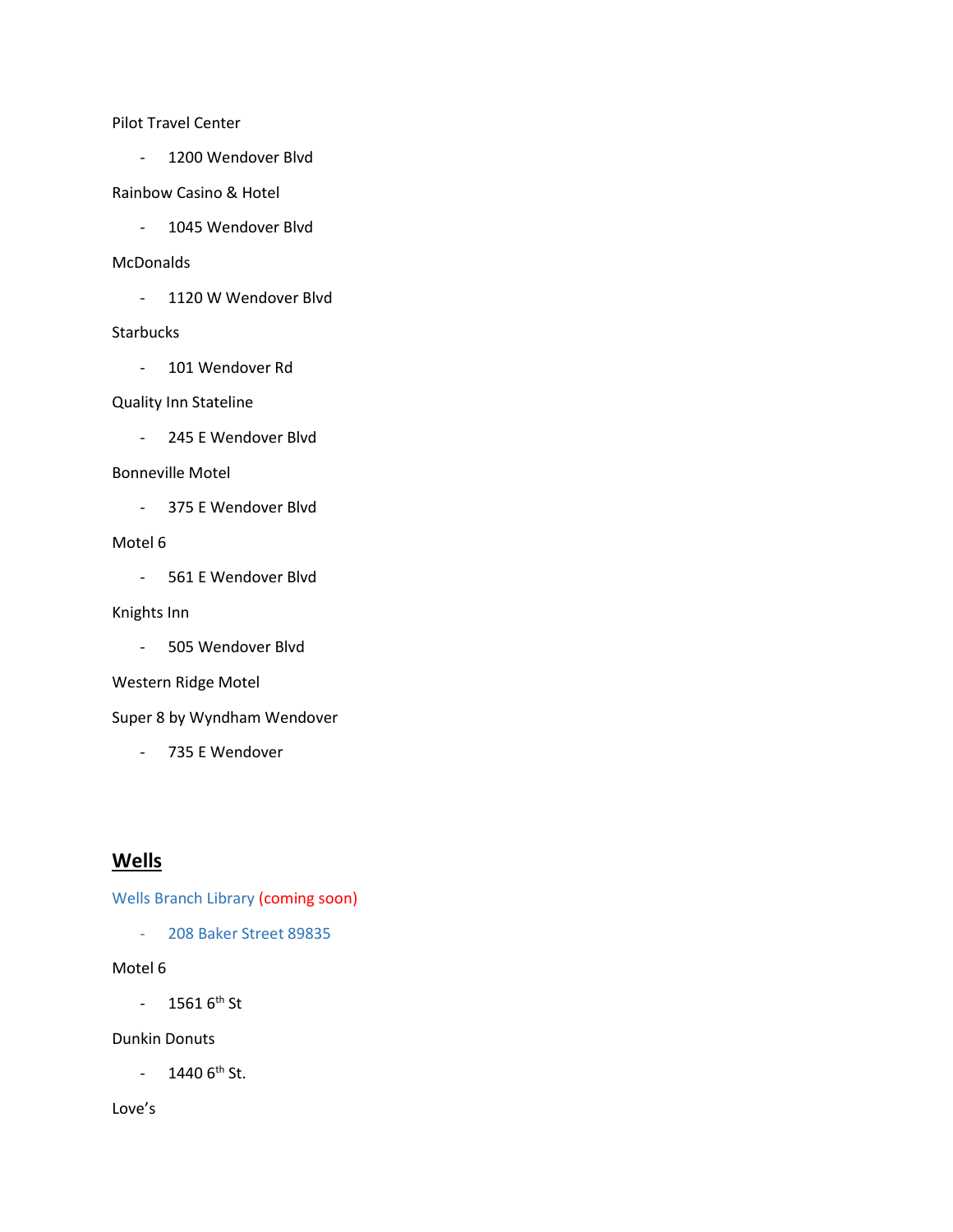Pilot Travel Center

- 1200 Wendover Blvd

Rainbow Casino & Hotel

- 1045 Wendover Blvd

McDonalds

- 1120 W Wendover Blvd

Starbucks

- 101 Wendover Rd

Quality Inn Stateline

- 245 E Wendover Blvd

Bonneville Motel

- 375 E Wendover Blvd

Motel 6

- 561 E Wendover Blvd

Knights Inn

- 505 Wendover Blvd

Western Ridge Motel

Super 8 by Wyndham Wendover

- 735 E Wendover

## **Wells**

Wells Branch Library (coming soon)

- 208 Baker Street 89835

Motel 6

- 1561 6th St

Dunkin Donuts

- 1440 6th St.

Love's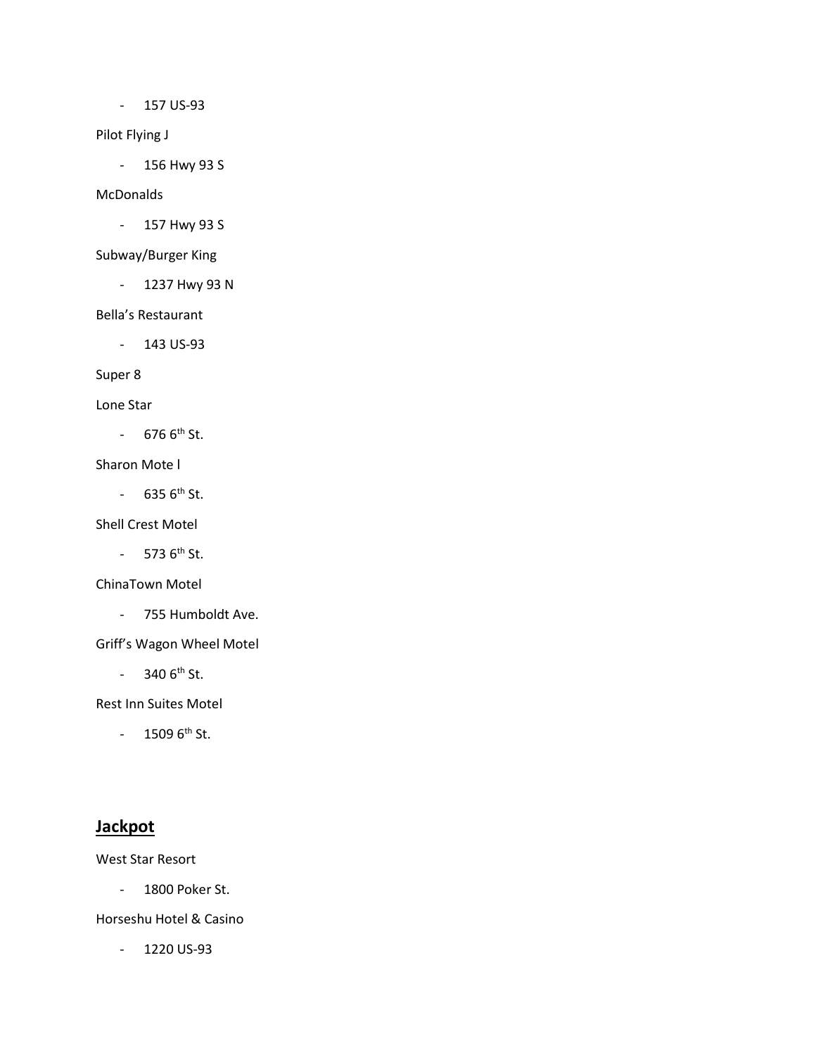- 157 US-93

Pilot Flying J

- 156 Hwy 93 S

McDonalds

- 157 Hwy 93 S

Subway/Burger King

- 1237 Hwy 93 N

Bella's Restaurant

- 143 US-93

Super 8

Lone Star

- 676 6th St.

Sharon Mote l

- 635 6th St.

Shell Crest Motel

- 573 6th St.

ChinaTown Motel

- 755 Humboldt Ave.

Griff's Wagon Wheel Motel

- 340 6th St.

Rest Inn Suites Motel

- 1509 6th St.

## **Jackpot**

West Star Resort

- 1800 Poker St.

Horseshu Hotel & Casino

- 1220 US-93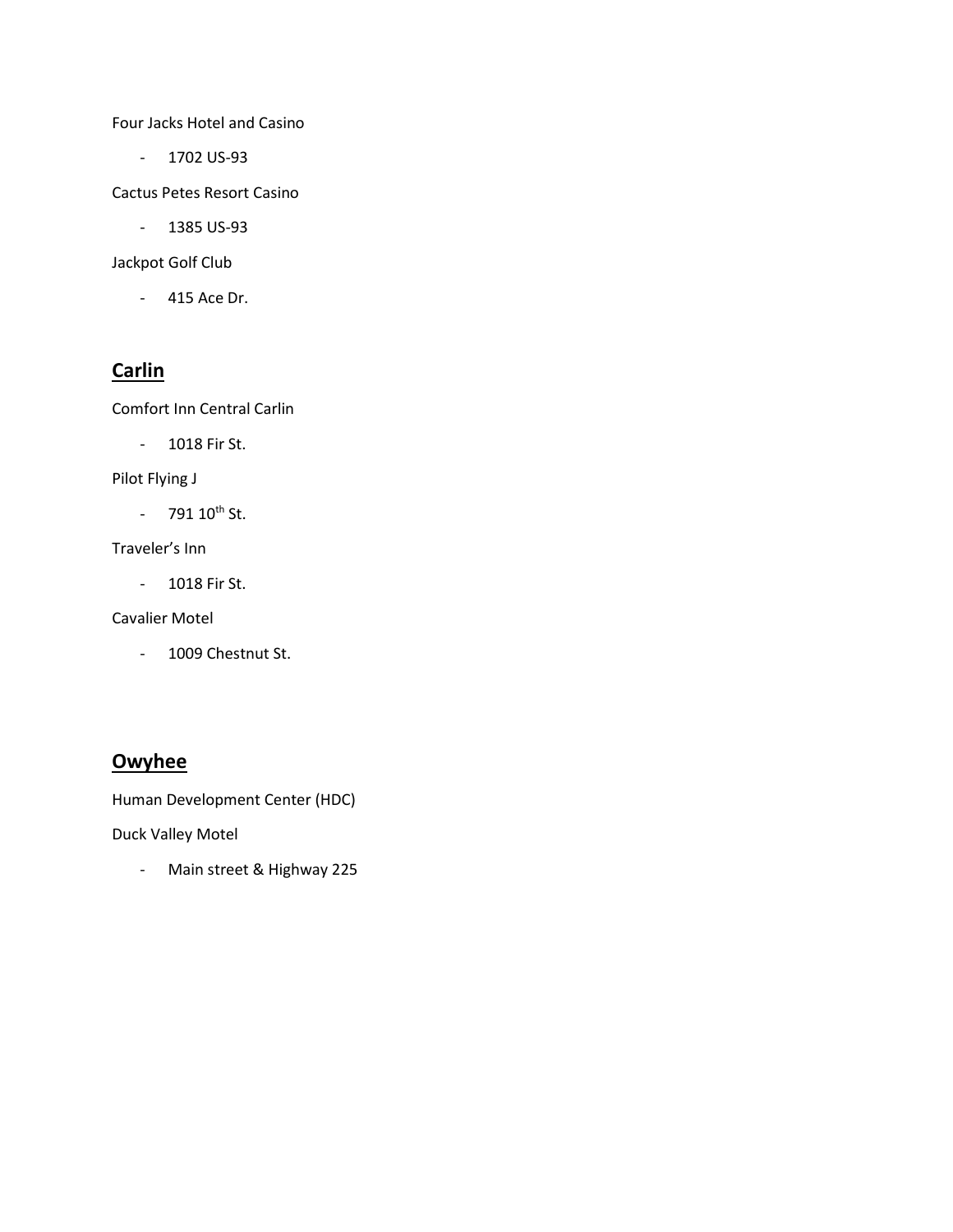Four Jacks Hotel and Casino

- 1702 US-93

Cactus Petes Resort Casino

- 1385 US-93

Jackpot Golf Club

- 415 Ace Dr.

## Carlin

Comfort Inn Central Carlin

- 1018 Fir St.

Pilot Flying J

- 791 10th St.

Traveler's Inn

- 1018 Fir St.

Cavalier Motel

- 1009 Chestnut St.

## Owyhee

Human Development Center (HDC)

Duck Valley Motel

- Main street & Highway 225